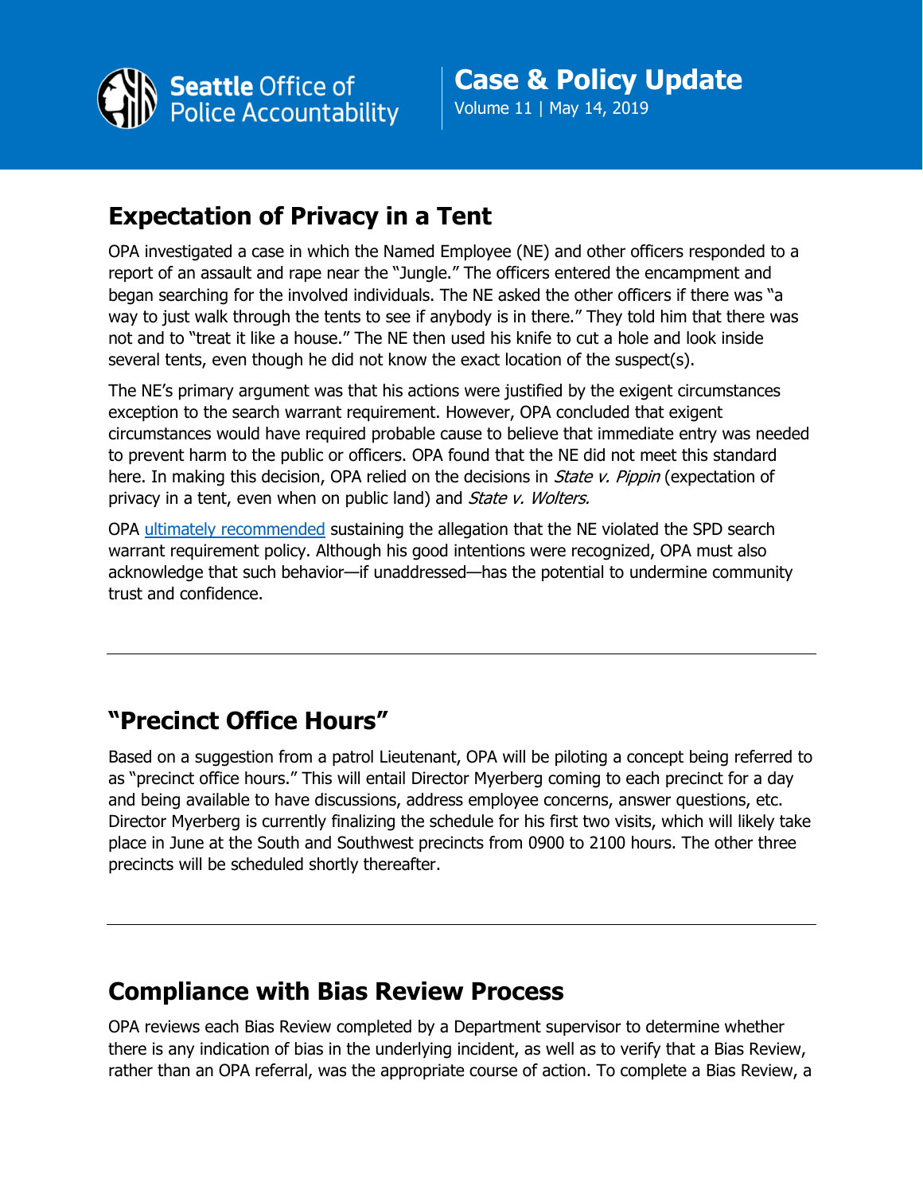Seattle Office of Police Accountability

# Case & Policy Update

Volume 11 | May 14, 2019

## Expectation of Privacy in a Tent

OPA investigated a case in which the Named Employee (NE) and other officers responded to a report of an assault and rape near the "Jungle." The officers entered the encampment and began searching for the involved individuals. The NE asked the other officers if there was "a way to just walk through the tents to see if anybody is in there." They told him that there was not and to "treat it like a house." The NE then used his knife to cut a hole and look inside several tents, even though he did not know the exact location of the suspect(s).

The NE's primary argument was that his actions were justified by the exigent circumstances exception to the search warrant requirement. However, OPA concluded that exigent circumstances would have required probable cause to believe that immediate entry was needed to prevent harm to the public or officers. OPA found that the NE did not meet this standard here. In making this decision, OPA relied on the decisions in *State v. Pippin* (expectation of privacy in a tent, even when on public land) and *State v. Wolters.*

OPA ultimately recommended sustaining the allegation that the NE violated the SPD search warrant requirement policy. Although his good intentions were recognized, OPA must also acknowledge that such behavior—if unaddressed—has the potential to undermine community trust and confidence.

---

## "Precinct Office Hours"

Based on a suggestion from a patrol Lieutenant, OPA will be piloting a concept being referred to as "precinct office hours." This will entail Director Myerberg coming to each precinct for a day and being available to have discussions, address employee concerns, answer questions, etc. Director Myerberg is currently finalizing the schedule for his first two visits, which will likely take place in June at the South and Southwest precincts from 0900 to 2100 hours. The other three precincts will be scheduled shortly thereafter.

---

## Compliance with Bias Review Process

OPA reviews each Bias Review completed by a Department supervisor to determine whether there is any indication of bias in the underlying incident, as well as to verify that a Bias Review, rather than an OPA referral, was the appropriate course of action. To complete a Bias Review, a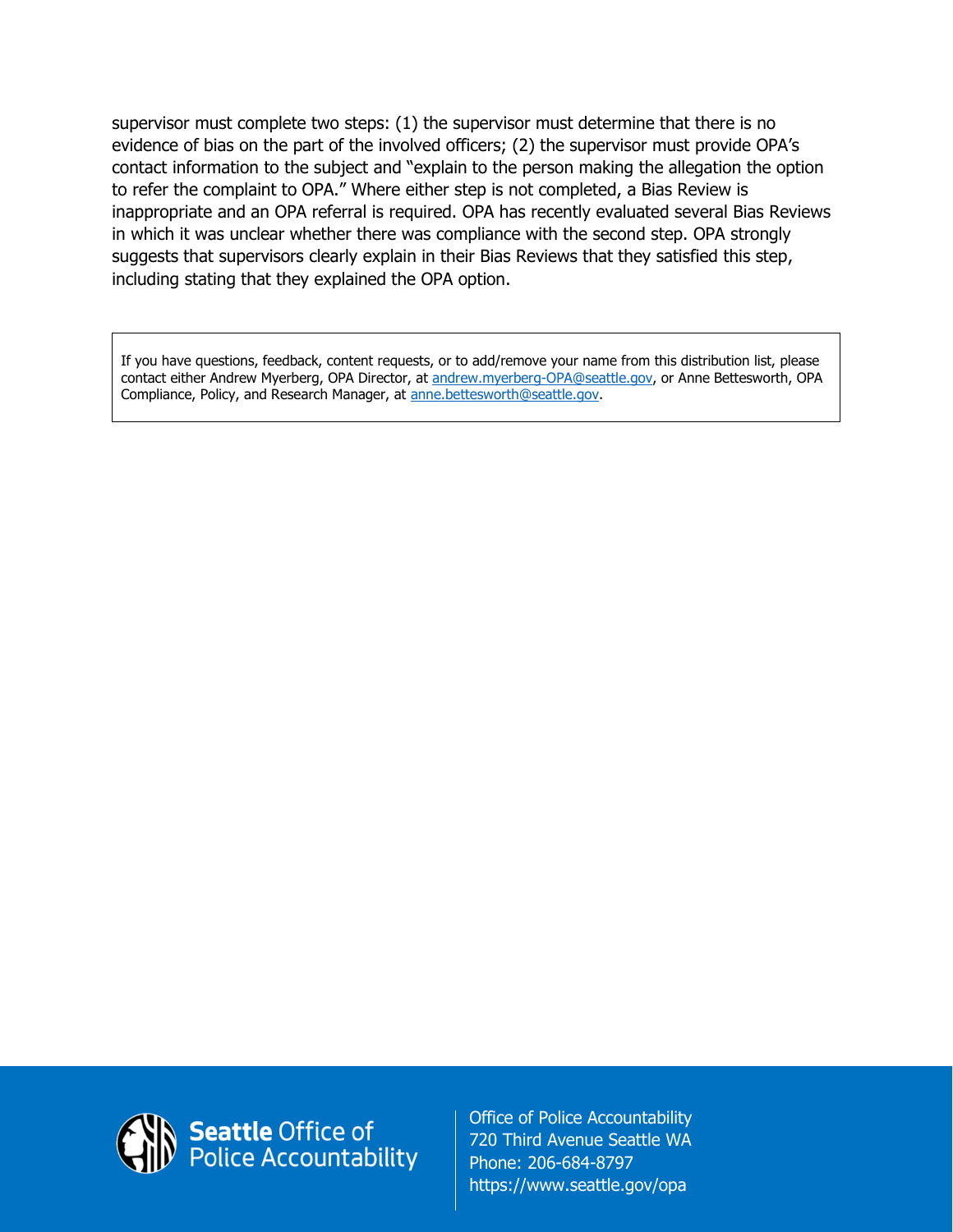supervisor must complete two steps: (1) the supervisor must determine that there is no evidence of bias on the part of the involved officers; (2) the supervisor must provide OPA's contact information to the subject and "explain to the person making the allegation the option to refer the complaint to OPA." Where either step is not completed, a Bias Review is inappropriate and an OPA referral is required. OPA has recently evaluated several Bias Reviews in which it was unclear whether there was compliance with the second step. OPA strongly suggests that supervisors clearly explain in their Bias Reviews that they satisfied this step, including stating that they explained the OPA option.

If you have questions, feedback, content requests, or to add/remove your name from this distribution list, please contact either Andrew Myerberg, OPA Director, at andrew.myerberg-OPA@seattle.gov, or Anne Bettesworth, OPA Compliance, Policy, and Research Manager, at anne.bettesworth@seattle.gov.

**Seattle** Office of Police Accountability

Office of Police Accountability
720 Third Avenue Seattle WA
Phone: 206-684-8797
https://www.seattle.gov/opa